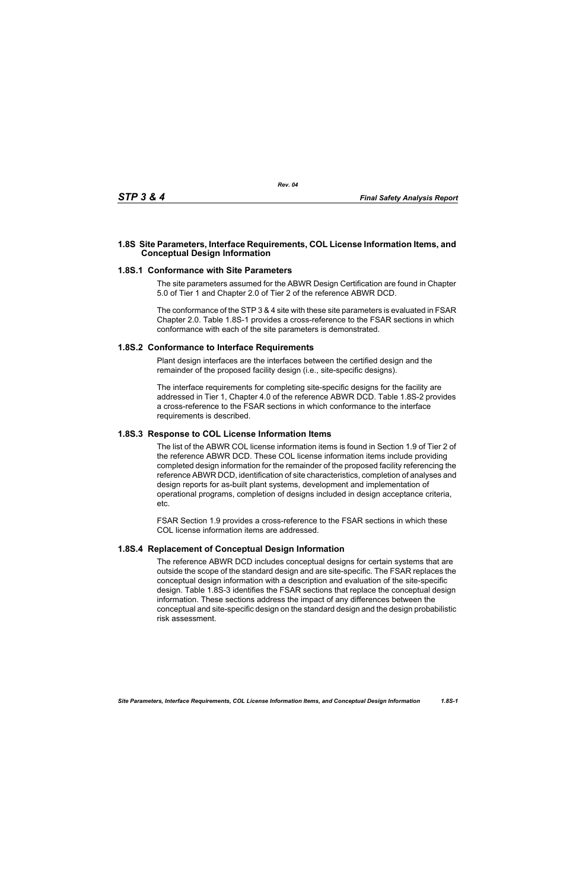## 1.8S Site Parameters, Interface Requirements, COL License Information Items, and Conceptual Design Information

### 1.8S.1 Conformance with Site Parameters

The site parameters assumed for the ABWR Design Certification are found in Chapter 5.0 of Tier 1 and Chapter 2.0 of Tier 2 of the reference ABWR DCD.

The conformance of the STP 3 & 4 site with these site parameters is evaluated in FSAR Chapter 2.0. Table 1.8S-1 provides a cross-reference to the FSAR sections in which conformance with each of the site parameters is demonstrated.

### 1.8S.2 Conformance to Interface Requirements

Plant design interfaces are the interfaces between the certified design and the remainder of the proposed facility design (i.e., site-specific designs).

The interface requirements for completing site-specific designs for the facility are addressed in Tier 1, Chapter 4.0 of the reference ABWR DCD. Table 1.8S-2 provides a cross-reference to the FSAR sections in which conformance to the interface requirements is described.

### 1.8S.3 Response to COL License Information Items

The list of the ABWR COL license information items is found in Section 1.9 of Tier 2 of the reference ABWR DCD. These COL license information items include providing completed design information for the remainder of the proposed facility referencing the reference ABWR DCD, identification of site characteristics, completion of analyses and design reports for as-built plant systems, development and implementation of operational programs, completion of designs included in design acceptance criteria, etc.

FSAR Section 1.9 provides a cross-reference to the FSAR sections in which these COL license information items are addressed.

### 1.8S.4 Replacement of Conceptual Design Information

The reference ABWR DCD includes conceptual designs for certain systems that are outside the scope of the standard design and are site-specific. The FSAR replaces the conceptual design information with a description and evaluation of the site-specific design. Table 1.8S-3 identifies the FSAR sections that replace the conceptual design information. These sections address the impact of any differences between the conceptual and site-specific design on the standard design and the design probabilistic risk assessment.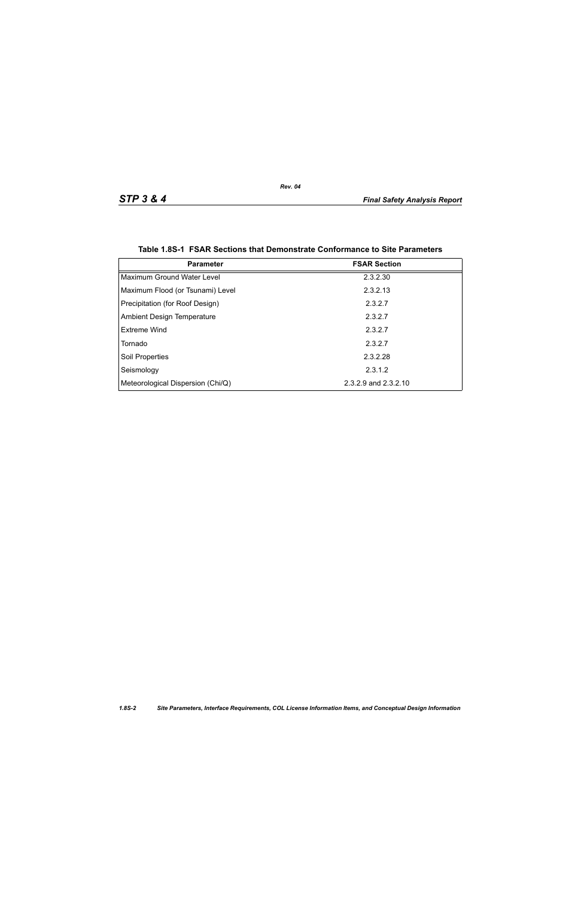**Table 1.8S-1 FSAR Sections that Demonstrate Conformance to Site Parameters**

| Parameter | FSAR Section |
|---|---|
| Maximum Ground Water Level | 2.3.2.30 |
| Maximum Flood (or Tsunami) Level | 2.3.2.13 |
| Precipitation (for Roof Design) | 2.3.2.7 |
| Ambient Design Temperature | 2.3.2.7 |
| Extreme Wind | 2.3.2.7 |
| Tornado | 2.3.2.7 |
| Soil Properties | 2.3.2.28 |
| Seismology | 2.3.1.2 |
| Meteorological Dispersion (Chi/Q) | 2.3.2.9 and 2.3.2.10 |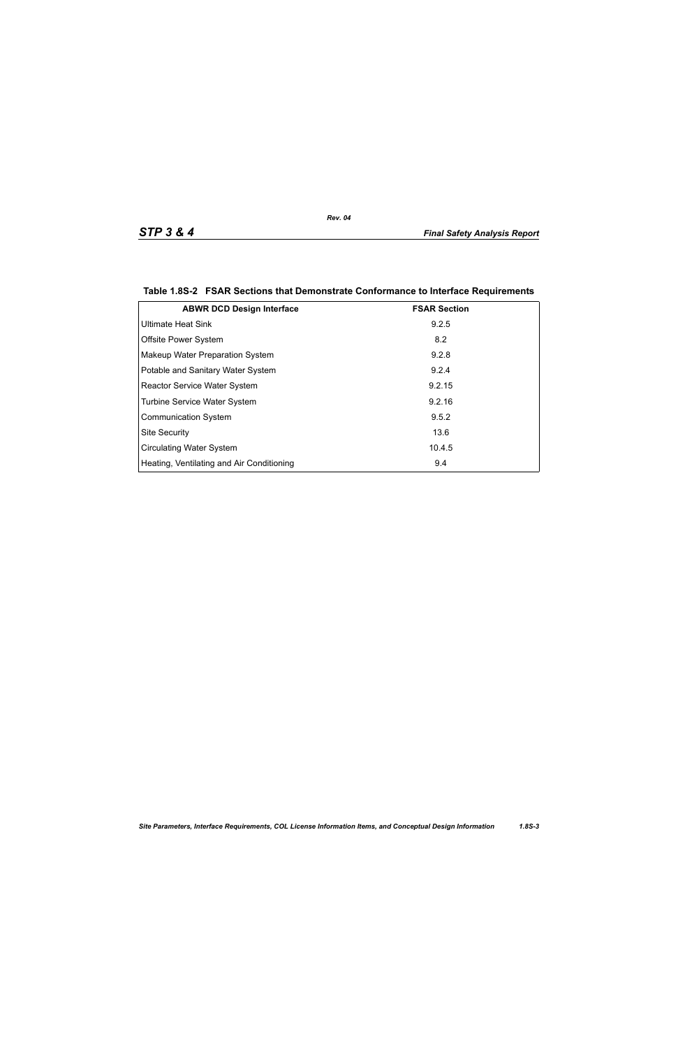**Table 1.8S-2 FSAR Sections that Demonstrate Conformance to Interface Requirements**

| ABWR DCD Design Interface | FSAR Section |
|---|---|
| Ultimate Heat Sink | 9.2.5 |
| Offsite Power System | 8.2 |
| Makeup Water Preparation System | 9.2.8 |
| Potable and Sanitary Water System | 9.2.4 |
| Reactor Service Water System | 9.2.15 |
| Turbine Service Water System | 9.2.16 |
| Communication System | 9.5.2 |
| Site Security | 13.6 |
| Circulating Water System | 10.4.5 |
| Heating, Ventilating and Air Conditioning | 9.4 |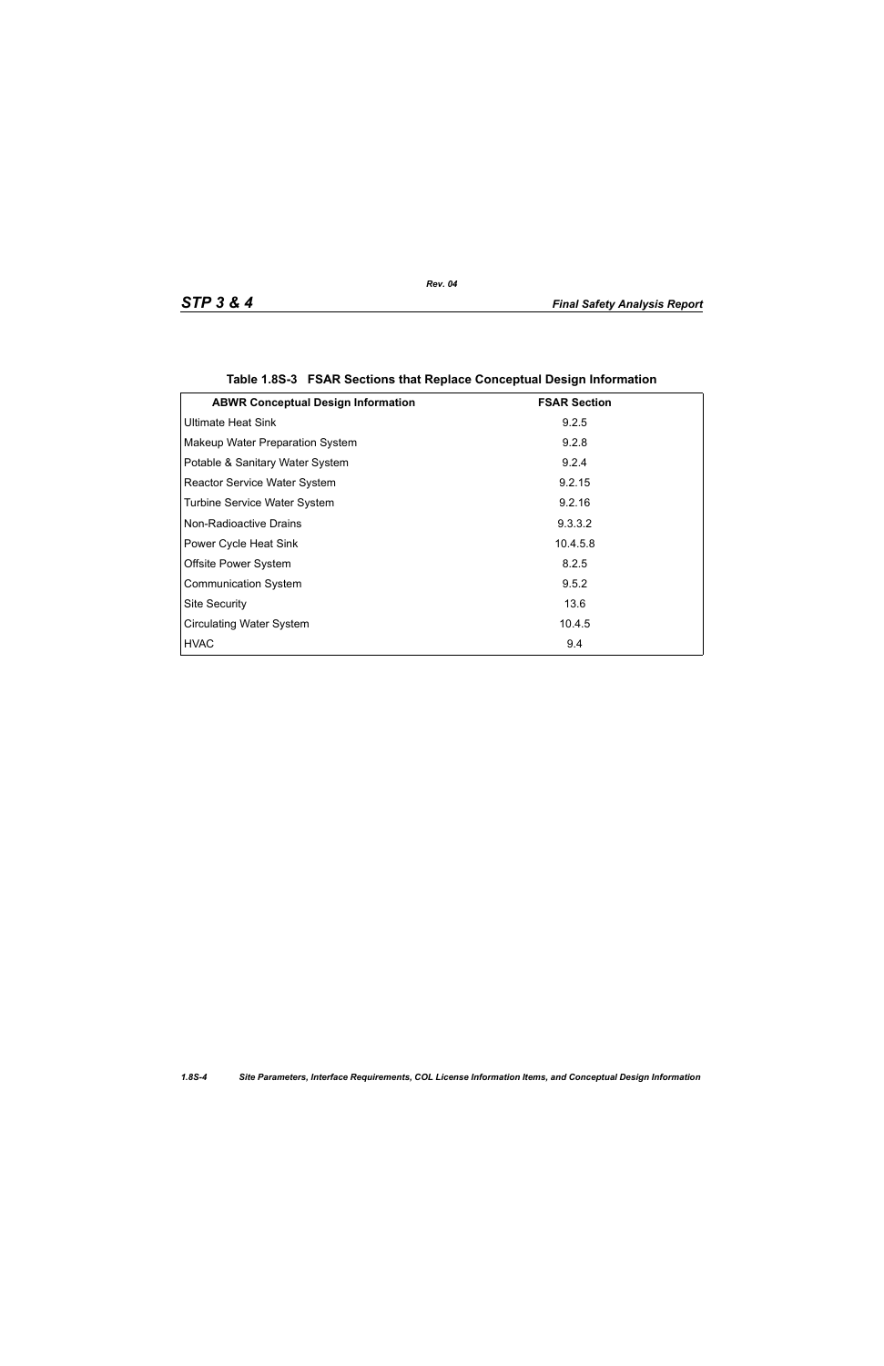**Table 1.8S-3 FSAR Sections that Replace Conceptual Design Information**

| ABWR Conceptual Design Information | FSAR Section |
|---|---|
| Ultimate Heat Sink | 9.2.5 |
| Makeup Water Preparation System | 9.2.8 |
| Potable & Sanitary Water System | 9.2.4 |
| Reactor Service Water System | 9.2.15 |
| Turbine Service Water System | 9.2.16 |
| Non-Radioactive Drains | 9.3.3.2 |
| Power Cycle Heat Sink | 10.4.5.8 |
| Offsite Power System | 8.2.5 |
| Communication System | 9.5.2 |
| Site Security | 13.6 |
| Circulating Water System | 10.4.5 |
| HVAC | 9.4 |